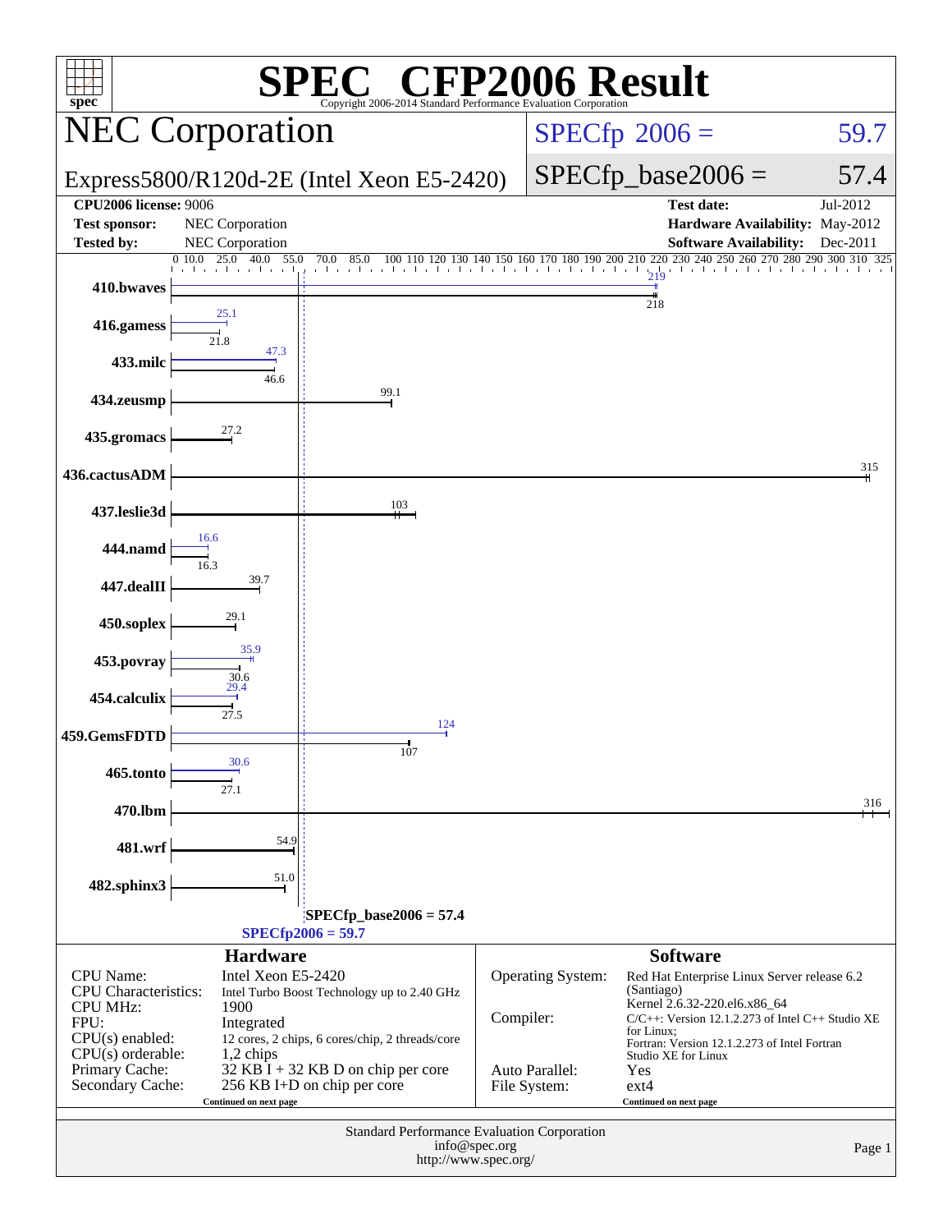# SPEC CFP2006 Result

Copyright 2006-2014 Standard Performance Evaluation Corporation

## NEC Corporation

Express5800/R120d-2E (Intel Xeon E5-2420)

SPECfp 2006 = 59.7

SPECfp_base2006 = 57.4

| | | | |
|---|---|---|---|
| **CPU2006 license:** 9006 | | **Test date:** | Jul-2012 |
| **Test sponsor:** | NEC Corporation | **Hardware Availability:** | May-2012 |
| **Tested by:** | NEC Corporation | **Software Availability:** | Dec-2011 |

| Benchmark | Peak | Base |
|---|---|---|
| 410.bwaves | 219 | 218 |
| 416.gamess | 25.1 | 21.8 |
| 433.milc | 47.3 | 46.6 |
| 434.zeusmp | | 99.1 |
| 435.gromacs | | 27.2 |
| 436.cactusADM | | 315 |
| 437.leslie3d | | 103 |
| 444.namd | 16.6 | 16.3 |
| 447.dealII | | 39.7 |
| 450.soplex | | 29.1 |
| 453.povray | 35.9 | 30.6 |
| 454.calculix | 29.4 | 27.5 |
| 459.GemsFDTD | 124 | 107 |
| 465.tonto | 30.6 | 27.1 |
| 470.lbm | | 316 |
| 481.wrf | | 54.9 |
| 482.sphinx3 | | 51.0 |

SPECfp_base2006 = 57.4

SPECfp2006 = 59.7

### Hardware

| | |
|---|---|
| CPU Name: | Intel Xeon E5-2420 |
| CPU Characteristics: | Intel Turbo Boost Technology up to 2.40 GHz |
| CPU MHz: | 1900 |
| FPU: | Integrated |
| CPU(s) enabled: | 12 cores, 2 chips, 6 cores/chip, 2 threads/core |
| CPU(s) orderable: | 1,2 chips |
| Primary Cache: | 32 KB I + 32 KB D on chip per core |
| Secondary Cache: | 256 KB I+D on chip per core |

Continued on next page

### Software

| | |
|---|---|
| Operating System: | Red Hat Enterprise Linux Server release 6.2 (Santiago) Kernel 2.6.32-220.el6.x86_64 |
| Compiler: | C/C++: Version 12.1.2.273 of Intel C++ Studio XE for Linux; Fortran: Version 12.1.2.273 of Intel Fortran Studio XE for Linux |
| Auto Parallel: | Yes |
| File System: | ext4 |

Continued on next page

Standard Performance Evaluation Corporation
info@spec.org
http://www.spec.org/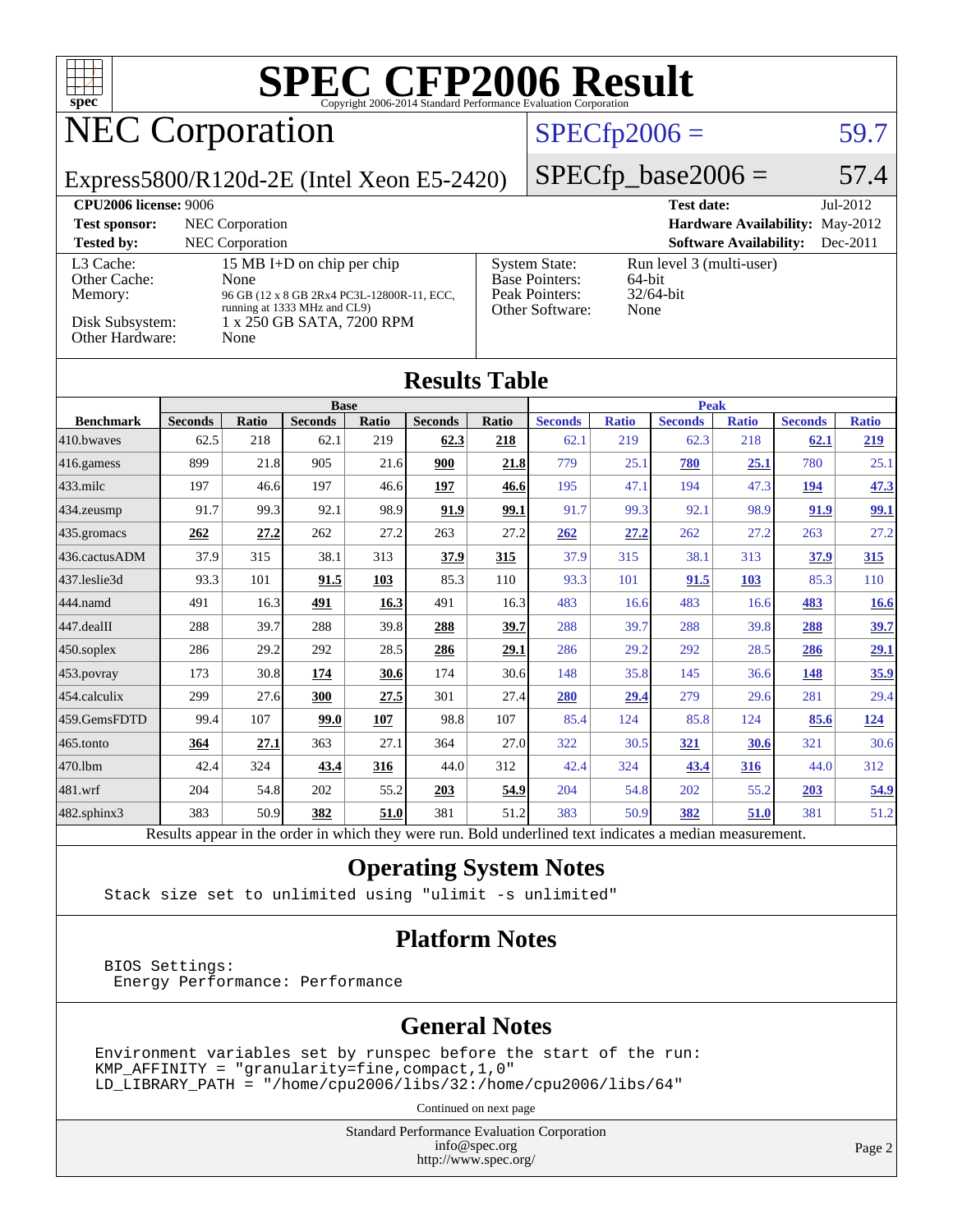# SPEC CFP2006 Result

Copyright 2006-2014 Standard Performance Evaluation Corporation

## NEC Corporation

Express5800/R120d-2E (Intel Xeon E5-2420)

SPECfp2006 = 59.7

SPECfp_base2006 = 57.4

| | | | |
|---|---|---|---|
| **CPU2006 license:** 9006 | | **Test date:** | Jul-2012 |
| **Test sponsor:** | NEC Corporation | **Hardware Availability:** | May-2012 |
| **Tested by:** | NEC Corporation | **Software Availability:** | Dec-2011 |

| | |
|---|---|
| L3 Cache: | 15 MB I+D on chip per chip |
| Other Cache: | None |
| Memory: | 96 GB (12 x 8 GB 2Rx4 PC3L-12800R-11, ECC, running at 1333 MHz and CL9) |
| Disk Subsystem: | 1 x 250 GB SATA, 7200 RPM |
| Other Hardware: | None |

| | |
|---|---|
| System State: | Run level 3 (multi-user) |
| Base Pointers: | 64-bit |
| Peak Pointers: | 32/64-bit |
| Other Software: | None |

## Results Table

| Benchmark | Base | | | | | | Peak | | | | | |
|---|---|---|---|---|---|---|---|---|---|---|---|---|
| | Seconds | Ratio | Seconds | Ratio | Seconds | Ratio | Seconds | Ratio | Seconds | Ratio | Seconds | Ratio |
| 410.bwaves | 62.5 | 218 | 62.1 | 219 | **62.3** | **218** | 62.1 | 219 | 62.3 | 218 | **62.1** | **219** |
| 416.gamess | 899 | 21.8 | 905 | 21.6 | **900** | **21.8** | 779 | 25.1 | **780** | **25.1** | 780 | 25.1 |
| 433.milc | 197 | 46.6 | 197 | 46.6 | **197** | **46.6** | 195 | 47.1 | 194 | 47.3 | **194** | **47.3** |
| 434.zeusmp | 91.7 | 99.3 | 92.1 | 98.9 | **91.9** | **99.1** | 91.7 | 99.3 | 92.1 | 98.9 | **91.9** | **99.1** |
| 435.gromacs | **262** | **27.2** | 262 | 27.2 | 263 | 27.2 | **262** | **27.2** | 262 | 27.2 | 263 | 27.2 |
| 436.cactusADM | 37.9 | 315 | 38.1 | 313 | **37.9** | **315** | 37.9 | 315 | 38.1 | 313 | **37.9** | **315** |
| 437.leslie3d | 93.3 | 101 | **91.5** | **103** | 85.3 | 110 | 93.3 | 101 | **91.5** | **103** | 85.3 | 110 |
| 444.namd | 491 | 16.3 | **491** | **16.3** | 491 | 16.3 | 483 | 16.6 | 483 | 16.6 | **483** | **16.6** |
| 447.dealII | 288 | 39.7 | 288 | 39.8 | **288** | **39.7** | 288 | 39.7 | 288 | 39.8 | **288** | **39.7** |
| 450.soplex | 286 | 29.2 | 292 | 28.5 | **286** | **29.1** | 286 | 29.2 | 292 | 28.5 | **286** | **29.1** |
| 453.povray | 173 | 30.8 | **174** | **30.6** | 174 | 30.6 | 148 | 35.8 | 145 | 36.6 | **148** | **35.9** |
| 454.calculix | 299 | 27.6 | **300** | **27.5** | 301 | 27.4 | **280** | **29.4** | 279 | 29.6 | 281 | 29.4 |
| 459.GemsFDTD | 99.4 | 107 | **99.0** | **107** | 98.8 | 107 | 85.4 | 124 | 85.8 | 124 | **85.6** | **124** |
| 465.tonto | **364** | **27.1** | 363 | 27.1 | 364 | 27.0 | 322 | 30.5 | **321** | **30.6** | 321 | 30.6 |
| 470.lbm | 42.4 | 324 | **43.4** | **316** | 44.0 | 312 | 42.4 | 324 | **43.4** | **316** | 44.0 | 312 |
| 481.wrf | 204 | 54.8 | 202 | 55.2 | **203** | **54.9** | 204 | 54.8 | 202 | 55.2 | **203** | **54.9** |
| 482.sphinx3 | 383 | 50.9 | **382** | **51.0** | 381 | 51.2 | 383 | 50.9 | **382** | **51.0** | 381 | 51.2 |

Results appear in the order in which they were run. Bold underlined text indicates a median measurement.

## Operating System Notes

```
Stack size set to unlimited using "ulimit -s unlimited"
```

## Platform Notes

```
BIOS Settings:
 Energy Performance: Performance
```

## General Notes

```
Environment variables set by runspec before the start of the run:
KMP_AFFINITY = "granularity=fine,compact,1,0"
LD_LIBRARY_PATH = "/home/cpu2006/libs/32:/home/cpu2006/libs/64"
```

Continued on next page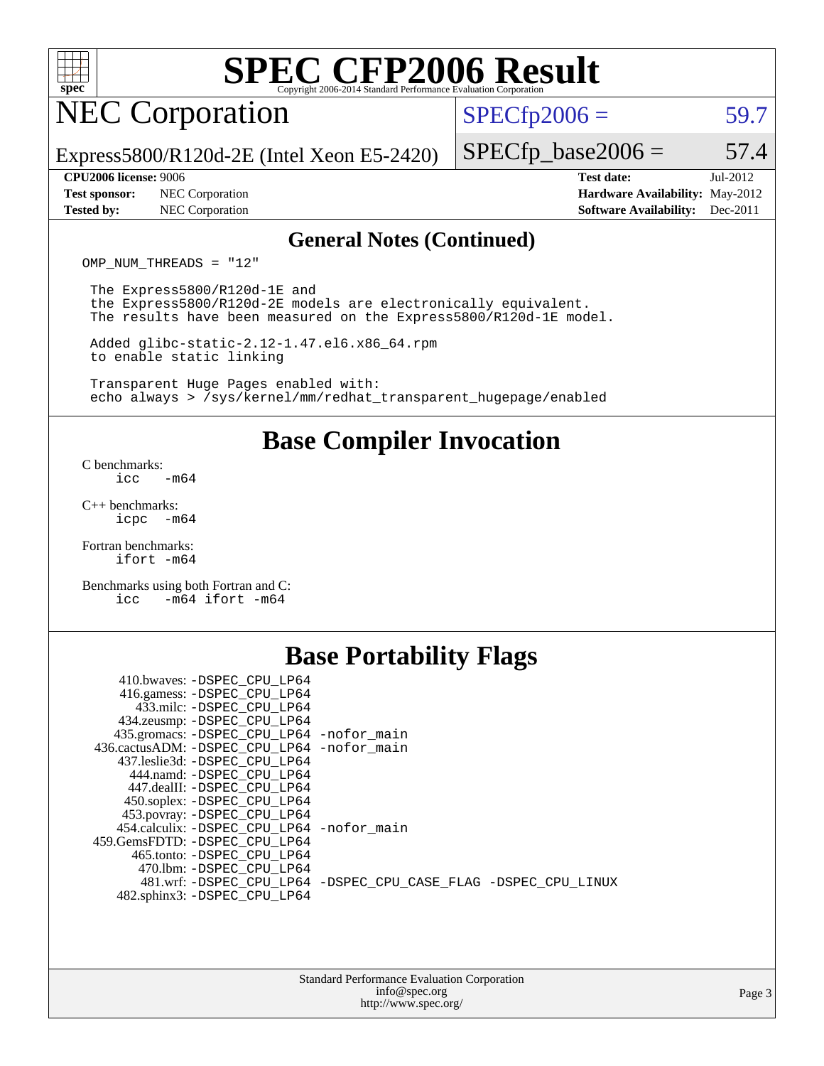# SPEC CFP2006 Result

## NEC Corporation

Express5800/R120d-2E (Intel Xeon E5-2420)

SPECfp2006 = 59.7

SPECfp_base2006 = 57.4

**CPU2006 license:** 9006
**Test sponsor:** NEC Corporation
**Tested by:** NEC Corporation

**Test date:** Jul-2012
**Hardware Availability:** May-2012
**Software Availability:** Dec-2011

### General Notes (Continued)

```
OMP_NUM_THREADS = "12"

 The Express5800/R120d-1E and
 the Express5800/R120d-2E models are electronically equivalent.
 The results have been measured on the Express5800/R120d-1E model.

 Added glibc-static-2.12-1.47.el6.x86_64.rpm
 to enable static linking

 Transparent Huge Pages enabled with:
 echo always > /sys/kernel/mm/redhat_transparent_hugepage/enabled
```

## Base Compiler Invocation

C benchmarks:
```
icc   -m64
```

C++ benchmarks:
```
icpc  -m64
```

Fortran benchmarks:
```
ifort -m64
```

Benchmarks using both Fortran and C:
```
icc   -m64 ifort -m64
```

## Base Portability Flags

| Benchmark | Flags |
|---|---|
| 410.bwaves: | -DSPEC_CPU_LP64 |
| 416.gamess: | -DSPEC_CPU_LP64 |
| 433.milc: | -DSPEC_CPU_LP64 |
| 434.zeusmp: | -DSPEC_CPU_LP64 |
| 435.gromacs: | -DSPEC_CPU_LP64 -nofor_main |
| 436.cactusADM: | -DSPEC_CPU_LP64 -nofor_main |
| 437.leslie3d: | -DSPEC_CPU_LP64 |
| 444.namd: | -DSPEC_CPU_LP64 |
| 447.dealII: | -DSPEC_CPU_LP64 |
| 450.soplex: | -DSPEC_CPU_LP64 |
| 453.povray: | -DSPEC_CPU_LP64 |
| 454.calculix: | -DSPEC_CPU_LP64 -nofor_main |
| 459.GemsFDTD: | -DSPEC_CPU_LP64 |
| 465.tonto: | -DSPEC_CPU_LP64 |
| 470.lbm: | -DSPEC_CPU_LP64 |
| 481.wrf: | -DSPEC_CPU_LP64 -DSPEC_CPU_CASE_FLAG -DSPEC_CPU_LINUX |
| 482.sphinx3: | -DSPEC_CPU_LP64 |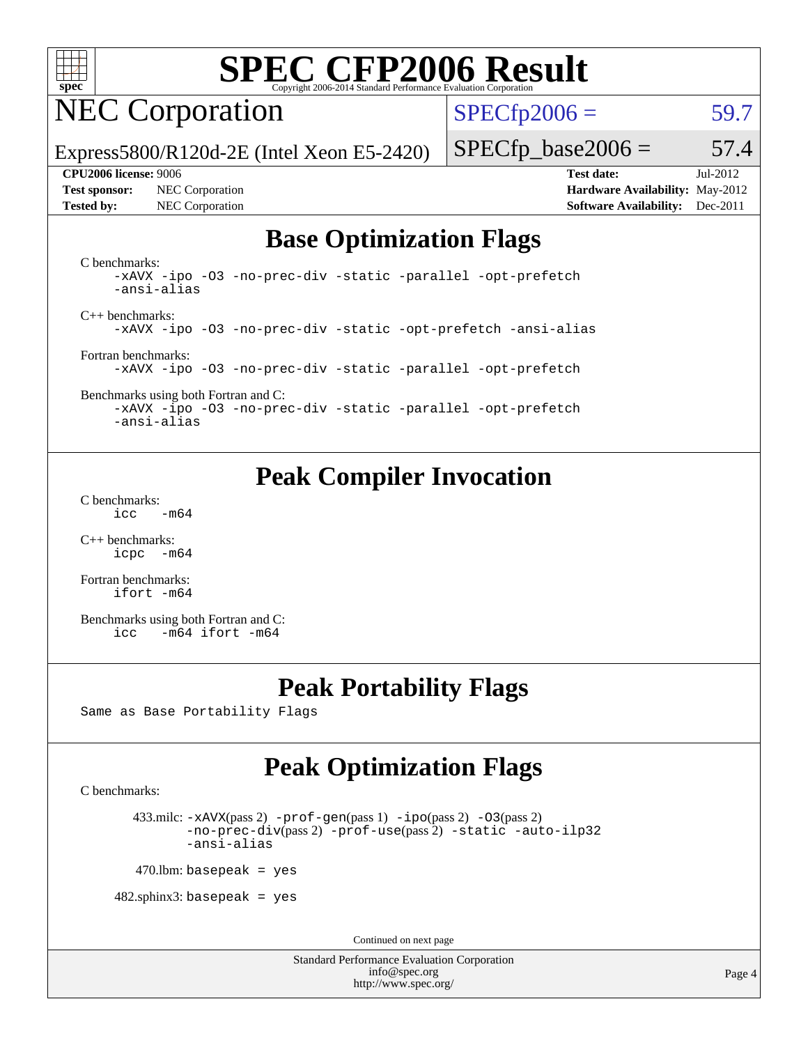# SPEC CFP2006 Result

Copyright 2006-2014 Standard Performance Evaluation Corporation

## NEC Corporation

Express5800/R120d-2E (Intel Xeon E5-2420)

SPECfp2006 = 59.7

SPECfp_base2006 = 57.4

**CPU2006 license:** 9006
**Test sponsor:** NEC Corporation
**Tested by:** NEC Corporation

**Test date:** Jul-2012
**Hardware Availability:** May-2012
**Software Availability:** Dec-2011

## Base Optimization Flags

C benchmarks:
```
-xAVX -ipo -O3 -no-prec-div -static -parallel -opt-prefetch
-ansi-alias
```

C++ benchmarks:
```
-xAVX -ipo -O3 -no-prec-div -static -opt-prefetch -ansi-alias
```

Fortran benchmarks:
```
-xAVX -ipo -O3 -no-prec-div -static -parallel -opt-prefetch
```

Benchmarks using both Fortran and C:
```
-xAVX -ipo -O3 -no-prec-div -static -parallel -opt-prefetch
-ansi-alias
```

## Peak Compiler Invocation

C benchmarks:
```
icc   -m64
```

C++ benchmarks:
```
icpc  -m64
```

Fortran benchmarks:
```
ifort -m64
```

Benchmarks using both Fortran and C:
```
icc   -m64 ifort -m64
```

## Peak Portability Flags

Same as Base Portability Flags

## Peak Optimization Flags

C benchmarks:

433.milc: -xAVX(pass 2) -prof-gen(pass 1) -ipo(pass 2) -O3(pass 2) -no-prec-div(pass 2) -prof-use(pass 2) -static -auto-ilp32 -ansi-alias

470.lbm: basepeak = yes

482.sphinx3: basepeak = yes

Continued on next page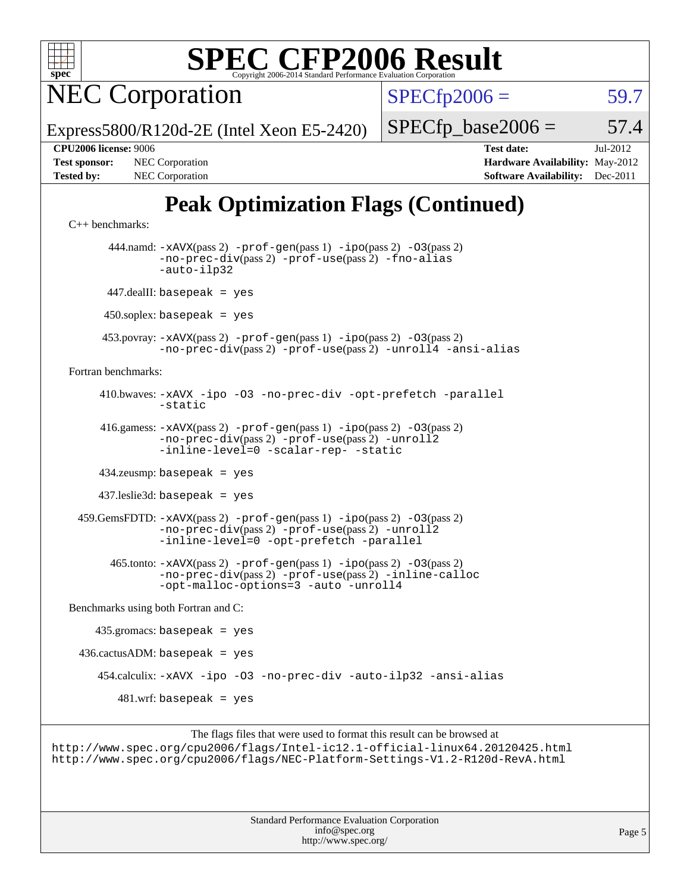# SPEC CFP2006 Result

Copyright 2006-2014 Standard Performance Evaluation Corporation

## NEC Corporation

Express5800/R120d-2E (Intel Xeon E5-2420)

SPECfp2006 = 59.7

SPECfp_base2006 = 57.4

**CPU2006 license:** 9006
**Test sponsor:** NEC Corporation
**Tested by:** NEC Corporation
**Test date:** Jul-2012
**Hardware Availability:** May-2012
**Software Availability:** Dec-2011

## Peak Optimization Flags (Continued)

C++ benchmarks:

444.namd: `-xAVX`(pass 2) `-prof-gen`(pass 1) `-ipo`(pass 2) `-O3`(pass 2) `-no-prec-div`(pass 2) `-prof-use`(pass 2) `-fno-alias` `-auto-ilp32`

447.dealII: `basepeak = yes`

450.soplex: `basepeak = yes`

453.povray: `-xAVX`(pass 2) `-prof-gen`(pass 1) `-ipo`(pass 2) `-O3`(pass 2) `-no-prec-div`(pass 2) `-prof-use`(pass 2) `-unroll4` `-ansi-alias`

Fortran benchmarks:

410.bwaves: `-xAVX -ipo -O3 -no-prec-div -opt-prefetch -parallel -static`

416.gamess: `-xAVX`(pass 2) `-prof-gen`(pass 1) `-ipo`(pass 2) `-O3`(pass 2) `-no-prec-div`(pass 2) `-prof-use`(pass 2) `-unroll2` `-inline-level=0 -scalar-rep- -static`

434.zeusmp: `basepeak = yes`

437.leslie3d: `basepeak = yes`

459.GemsFDTD: `-xAVX`(pass 2) `-prof-gen`(pass 1) `-ipo`(pass 2) `-O3`(pass 2) `-no-prec-div`(pass 2) `-prof-use`(pass 2) `-unroll2` `-inline-level=0 -opt-prefetch -parallel`

465.tonto: `-xAVX`(pass 2) `-prof-gen`(pass 1) `-ipo`(pass 2) `-O3`(pass 2) `-no-prec-div`(pass 2) `-prof-use`(pass 2) `-inline-calloc` `-opt-malloc-options=3 -auto -unroll4`

Benchmarks using both Fortran and C:

435.gromacs: `basepeak = yes`

436.cactusADM: `basepeak = yes`

454.calculix: `-xAVX -ipo -O3 -no-prec-div -auto-ilp32 -ansi-alias`

481.wrf: `basepeak = yes`

The flags files that were used to format this result can be browsed at
http://www.spec.org/cpu2006/flags/Intel-ic12.1-official-linux64.20120425.html
http://www.spec.org/cpu2006/flags/NEC-Platform-Settings-V1.2-R120d-RevA.html

Standard Performance Evaluation Corporation
info@spec.org
http://www.spec.org/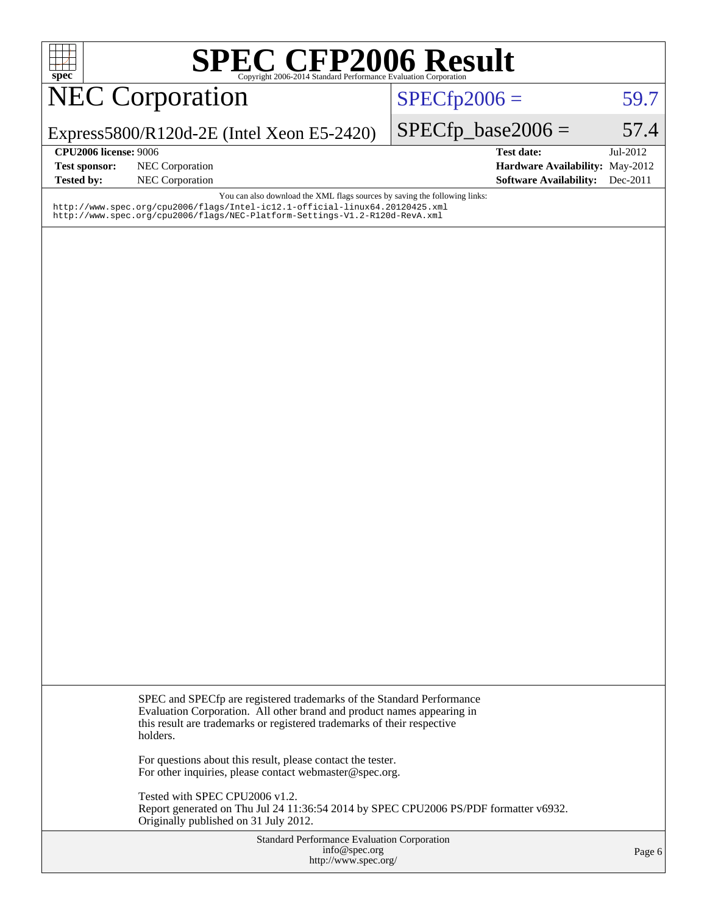# SPEC CFP2006 Result

Copyright 2006-2014 Standard Performance Evaluation Corporation

## NEC Corporation

Express5800/R120d-2E (Intel Xeon E5-2420)

SPECfp2006 = 59.7

SPECfp_base2006 = 57.4

| | | | |
|---|---|---|---|
| **CPU2006 license:** 9006 | | **Test date:** | Jul-2012 |
| **Test sponsor:** | NEC Corporation | **Hardware Availability:** | May-2012 |
| **Tested by:** | NEC Corporation | **Software Availability:** | Dec-2011 |

You can also download the XML flags sources by saving the following links:

```
http://www.spec.org/cpu2006/flags/Intel-ic12.1-official-linux64.20120425.xml
http://www.spec.org/cpu2006/flags/NEC-Platform-Settings-V1.2-R120d-RevA.xml
```

SPEC and SPECfp are registered trademarks of the Standard Performance Evaluation Corporation. All other brand and product names appearing in this result are trademarks or registered trademarks of their respective holders.

For questions about this result, please contact the tester.
For other inquiries, please contact webmaster@spec.org.

Tested with SPEC CPU2006 v1.2.
Report generated on Thu Jul 24 11:36:54 2014 by SPEC CPU2006 PS/PDF formatter v6932.
Originally published on 31 July 2012.

Standard Performance Evaluation Corporation
info@spec.org
http://www.spec.org/